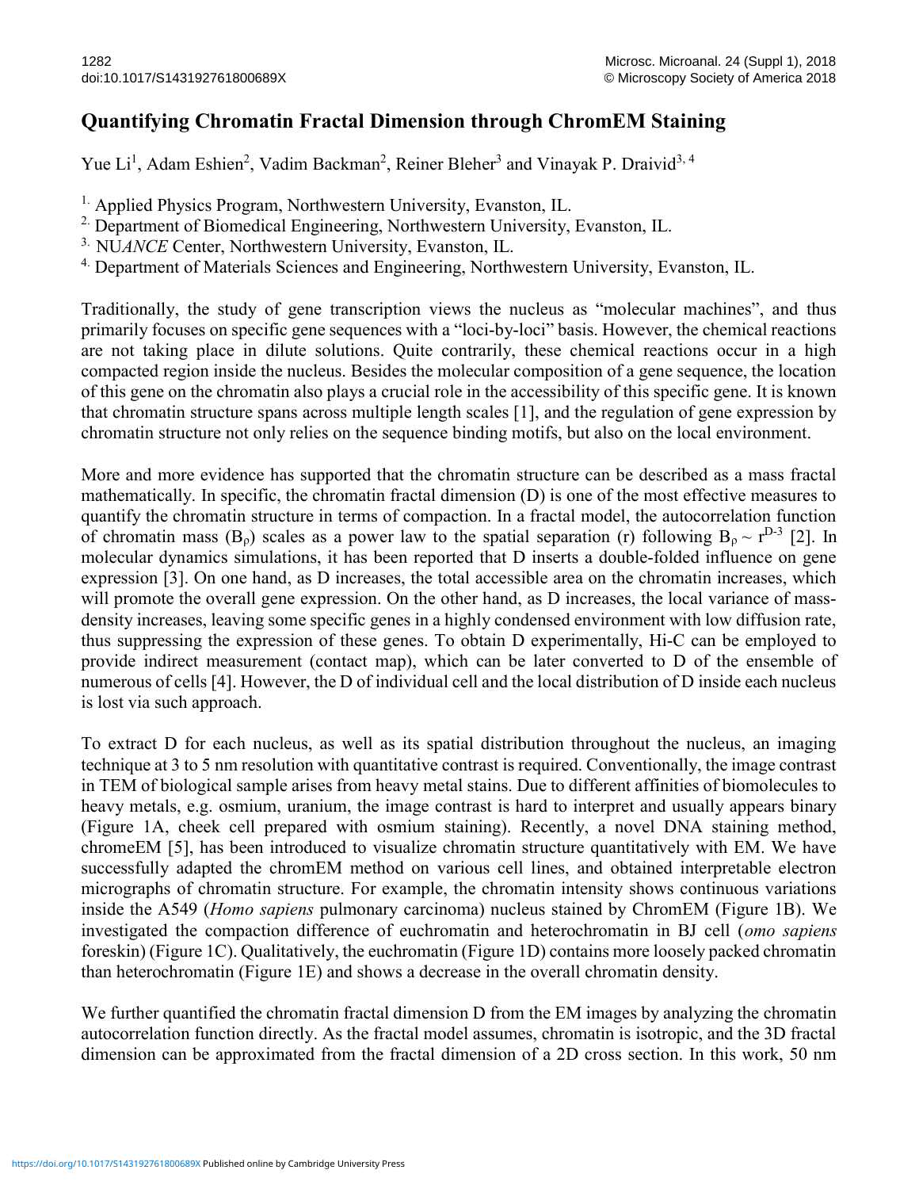# Quantifying Chromatin Fractal Dimension through ChromEM Staining

Yue Li[1], Adam Eshien[2], Vadim Backman[2], Reiner Bleher[3] and Vinayak P. Draivid[3, 4]

1. Applied Physics Program, Northwestern University, Evanston, IL.
2. Department of Biomedical Engineering, Northwestern University, Evanston, IL.
3. NU*ANCE* Center, Northwestern University, Evanston, IL.
4. Department of Materials Sciences and Engineering, Northwestern University, Evanston, IL.

Traditionally, the study of gene transcription views the nucleus as "molecular machines", and thus primarily focuses on specific gene sequences with a "loci-by-loci" basis. However, the chemical reactions are not taking place in dilute solutions. Quite contrarily, these chemical reactions occur in a high compacted region inside the nucleus. Besides the molecular composition of a gene sequence, the location of this gene on the chromatin also plays a crucial role in the accessibility of this specific gene. It is known that chromatin structure spans across multiple length scales [1], and the regulation of gene expression by chromatin structure not only relies on the sequence binding motifs, but also on the local environment.

More and more evidence has supported that the chromatin structure can be described as a mass fractal mathematically. In specific, the chromatin fractal dimension (D) is one of the most effective measures to quantify the chromatin structure in terms of compaction. In a fractal model, the autocorrelation function of chromatin mass ($B_\rho$) scales as a power law to the spatial separation (r) following $B_\rho \sim r^{D-3}$ [2]. In molecular dynamics simulations, it has been reported that D inserts a double-folded influence on gene expression [3]. On one hand, as D increases, the total accessible area on the chromatin increases, which will promote the overall gene expression. On the other hand, as D increases, the local variance of mass-density increases, leaving some specific genes in a highly condensed environment with low diffusion rate, thus suppressing the expression of these genes. To obtain D experimentally, Hi-C can be employed to provide indirect measurement (contact map), which can be later converted to D of the ensemble of numerous of cells [4]. However, the D of individual cell and the local distribution of D inside each nucleus is lost via such approach.

To extract D for each nucleus, as well as its spatial distribution throughout the nucleus, an imaging technique at 3 to 5 nm resolution with quantitative contrast is required. Conventionally, the image contrast in TEM of biological sample arises from heavy metal stains. Due to different affinities of biomolecules to heavy metals, e.g. osmium, uranium, the image contrast is hard to interpret and usually appears binary (Figure 1A, cheek cell prepared with osmium staining). Recently, a novel DNA staining method, chromeEM [5], has been introduced to visualize chromatin structure quantitatively with EM. We have successfully adapted the chromEM method on various cell lines, and obtained interpretable electron micrographs of chromatin structure. For example, the chromatin intensity shows continuous variations inside the A549 (*Homo sapiens* pulmonary carcinoma) nucleus stained by ChromEM (Figure 1B). We investigated the compaction difference of euchromatin and heterochromatin in BJ cell (*omo sapiens* foreskin) (Figure 1C). Qualitatively, the euchromatin (Figure 1D) contains more loosely packed chromatin than heterochromatin (Figure 1E) and shows a decrease in the overall chromatin density.

We further quantified the chromatin fractal dimension D from the EM images by analyzing the chromatin autocorrelation function directly. As the fractal model assumes, chromatin is isotropic, and the 3D fractal dimension can be approximated from the fractal dimension of a 2D cross section. In this work, 50 nm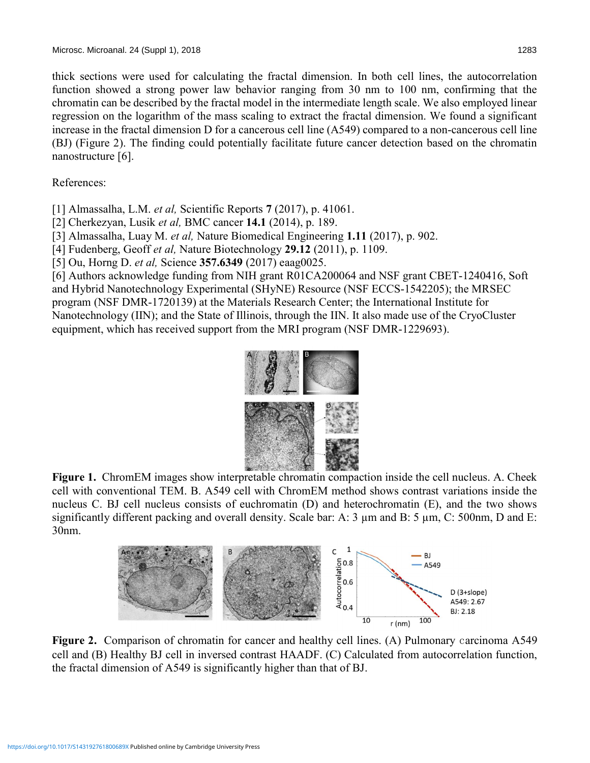thick sections were used for calculating the fractal dimension. In both cell lines, the autocorrelation function showed a strong power law behavior ranging from 30 nm to 100 nm, confirming that the chromatin can be described by the fractal model in the intermediate length scale. We also employed linear regression on the logarithm of the mass scaling to extract the fractal dimension. We found a significant increase in the fractal dimension D for a cancerous cell line (A549) compared to a non-cancerous cell line (BJ) (Figure 2). The finding could potentially facilitate future cancer detection based on the chromatin nanostructure [6].

References:

[1] Almassalha, L.M. *et al,* Scientific Reports **7** (2017), p. 41061.
[2] Cherkezyan, Lusik *et al,* BMC cancer **14.1** (2014), p. 189.
[3] Almassalha, Luay M. *et al,* Nature Biomedical Engineering **1.11** (2017), p. 902.
[4] Fudenberg, Geoff *et al,* Nature Biotechnology **29.12** (2011), p. 1109.
[5] Ou, Horng D. *et al,* Science **357.6349** (2017) eaag0025.
[6] Authors acknowledge funding from NIH grant R01CA200064 and NSF grant CBET-1240416, Soft and Hybrid Nanotechnology Experimental (SHyNE) Resource (NSF ECCS-1542205); the MRSEC program (NSF DMR-1720139) at the Materials Research Center; the International Institute for Nanotechnology (IIN); and the State of Illinois, through the IIN. It also made use of the CryoCluster equipment, which has received support from the MRI program (NSF DMR-1229693).

**Figure 1.** ChromEM images show interpretable chromatin compaction inside the cell nucleus. A. Cheek cell with conventional TEM. B. A549 cell with ChromEM method shows contrast variations inside the nucleus C. BJ cell nucleus consists of euchromatin (D) and heterochromatin (E), and the two shows significantly different packing and overall density. Scale bar: A: 3 µm and B: 5 µm, C: 500nm, D and E: 30nm.

C
Autocorrelation
1
0.8
0.6
0.4
10
r (nm)
100
BJ
A549
D (3+slope)
A549: 2.67
BJ: 2.18

**Figure 2.** Comparison of chromatin for cancer and healthy cell lines. (A) Pulmonary carcinoma A549 cell and (B) Healthy BJ cell in inversed contrast HAADF. (C) Calculated from autocorrelation function, the fractal dimension of A549 is significantly higher than that of BJ.